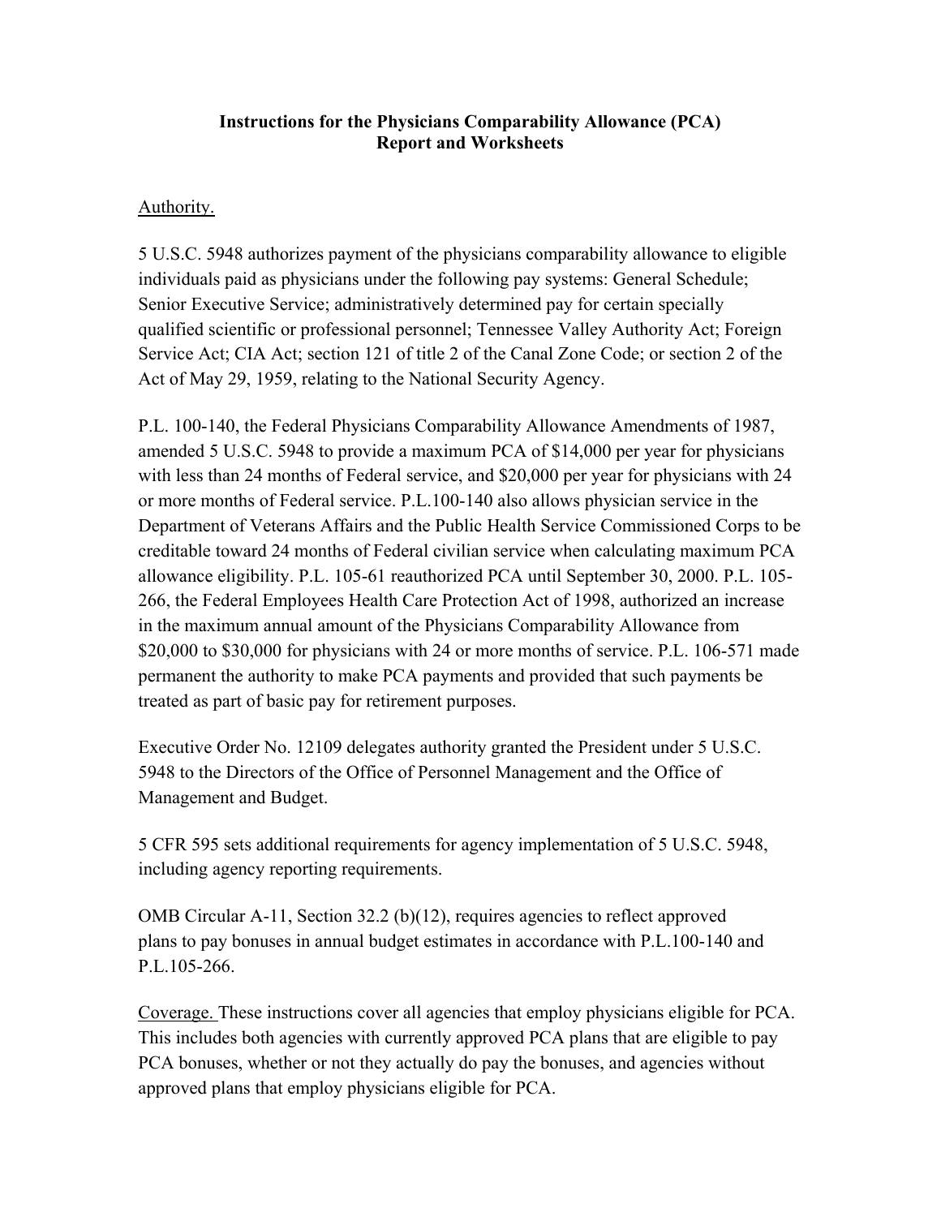# Instructions for the Physicians Comparability Allowance (PCA) Report and Worksheets

Authority.

5 U.S.C. 5948 authorizes payment of the physicians comparability allowance to eligible individuals paid as physicians under the following pay systems: General Schedule; Senior Executive Service; administratively determined pay for certain specially qualified scientific or professional personnel; Tennessee Valley Authority Act; Foreign Service Act; CIA Act; section 121 of title 2 of the Canal Zone Code; or section 2 of the Act of May 29, 1959, relating to the National Security Agency.

P.L. 100-140, the Federal Physicians Comparability Allowance Amendments of 1987, amended 5 U.S.C. 5948 to provide a maximum PCA of $14,000 per year for physicians with less than 24 months of Federal service, and $20,000 per year for physicians with 24 or more months of Federal service. P.L.100-140 also allows physician service in the Department of Veterans Affairs and the Public Health Service Commissioned Corps to be creditable toward 24 months of Federal civilian service when calculating maximum PCA allowance eligibility. P.L. 105-61 reauthorized PCA until September 30, 2000. P.L. 105-266, the Federal Employees Health Care Protection Act of 1998, authorized an increase in the maximum annual amount of the Physicians Comparability Allowance from $20,000 to $30,000 for physicians with 24 or more months of service. P.L. 106-571 made permanent the authority to make PCA payments and provided that such payments be treated as part of basic pay for retirement purposes.

Executive Order No. 12109 delegates authority granted the President under 5 U.S.C. 5948 to the Directors of the Office of Personnel Management and the Office of Management and Budget.

5 CFR 595 sets additional requirements for agency implementation of 5 U.S.C. 5948, including agency reporting requirements.

OMB Circular A-11, Section 32.2 (b)(12), requires agencies to reflect approved plans to pay bonuses in annual budget estimates in accordance with P.L.100-140 and P.L.105-266.

Coverage. These instructions cover all agencies that employ physicians eligible for PCA. This includes both agencies with currently approved PCA plans that are eligible to pay PCA bonuses, whether or not they actually do pay the bonuses, and agencies without approved plans that employ physicians eligible for PCA.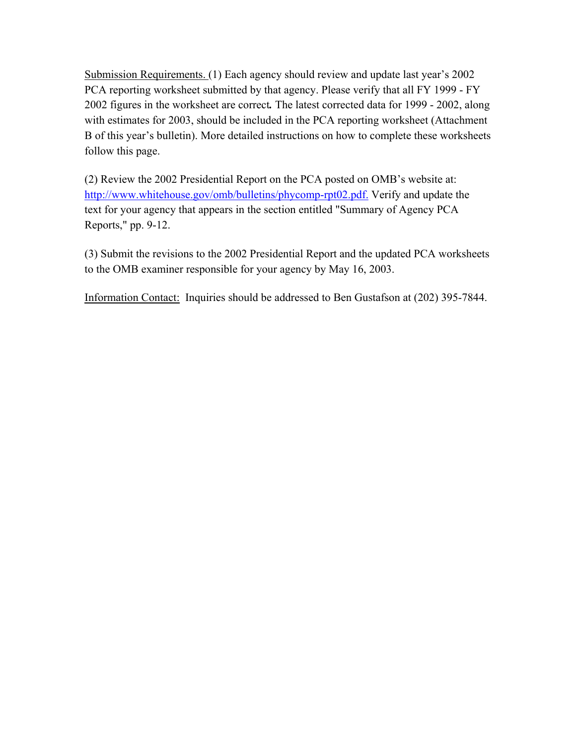Submission Requirements. (1) Each agency should review and update last year's 2002 PCA reporting worksheet submitted by that agency. Please verify that all FY 1999 - FY 2002 figures in the worksheet are correct**.** The latest corrected data for 1999 - 2002, along with estimates for 2003, should be included in the PCA reporting worksheet (Attachment B of this year's bulletin). More detailed instructions on how to complete these worksheets follow this page.

(2) Review the 2002 Presidential Report on the PCA posted on OMB's website at: http://www.whitehouse.gov/omb/bulletins/phycomp-rpt02.pdf. Verify and update the text for your agency that appears in the section entitled "Summary of Agency PCA Reports," pp. 9-12.

(3) Submit the revisions to the 2002 Presidential Report and the updated PCA worksheets to the OMB examiner responsible for your agency by May 16, 2003.

Information Contact: Inquiries should be addressed to Ben Gustafson at (202) 395-7844.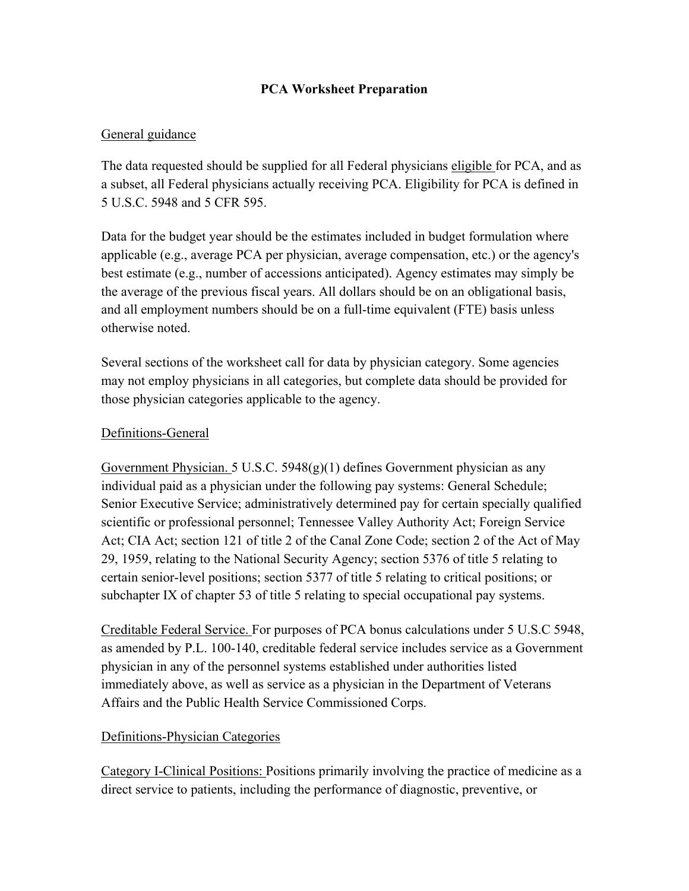## PCA Worksheet Preparation

### General guidance

The data requested should be supplied for all Federal physicians eligible for PCA, and as a subset, all Federal physicians actually receiving PCA. Eligibility for PCA is defined in 5 U.S.C. 5948 and 5 CFR 595.

Data for the budget year should be the estimates included in budget formulation where applicable (e.g., average PCA per physician, average compensation, etc.) or the agency's best estimate (e.g., number of accessions anticipated). Agency estimates may simply be the average of the previous fiscal years. All dollars should be on an obligational basis, and all employment numbers should be on a full-time equivalent (FTE) basis unless otherwise noted.

Several sections of the worksheet call for data by physician category. Some agencies may not employ physicians in all categories, but complete data should be provided for those physician categories applicable to the agency.

### Definitions-General

Government Physician. 5 U.S.C. 5948(g)(1) defines Government physician as any individual paid as a physician under the following pay systems: General Schedule; Senior Executive Service; administratively determined pay for certain specially qualified scientific or professional personnel; Tennessee Valley Authority Act; Foreign Service Act; CIA Act; section 121 of title 2 of the Canal Zone Code; section 2 of the Act of May 29, 1959, relating to the National Security Agency; section 5376 of title 5 relating to certain senior-level positions; section 5377 of title 5 relating to critical positions; or subchapter IX of chapter 53 of title 5 relating to special occupational pay systems.

Creditable Federal Service. For purposes of PCA bonus calculations under 5 U.S.C 5948, as amended by P.L. 100-140, creditable federal service includes service as a Government physician in any of the personnel systems established under authorities listed immediately above, as well as service as a physician in the Department of Veterans Affairs and the Public Health Service Commissioned Corps.

### Definitions-Physician Categories

Category I-Clinical Positions: Positions primarily involving the practice of medicine as a direct service to patients, including the performance of diagnostic, preventive, or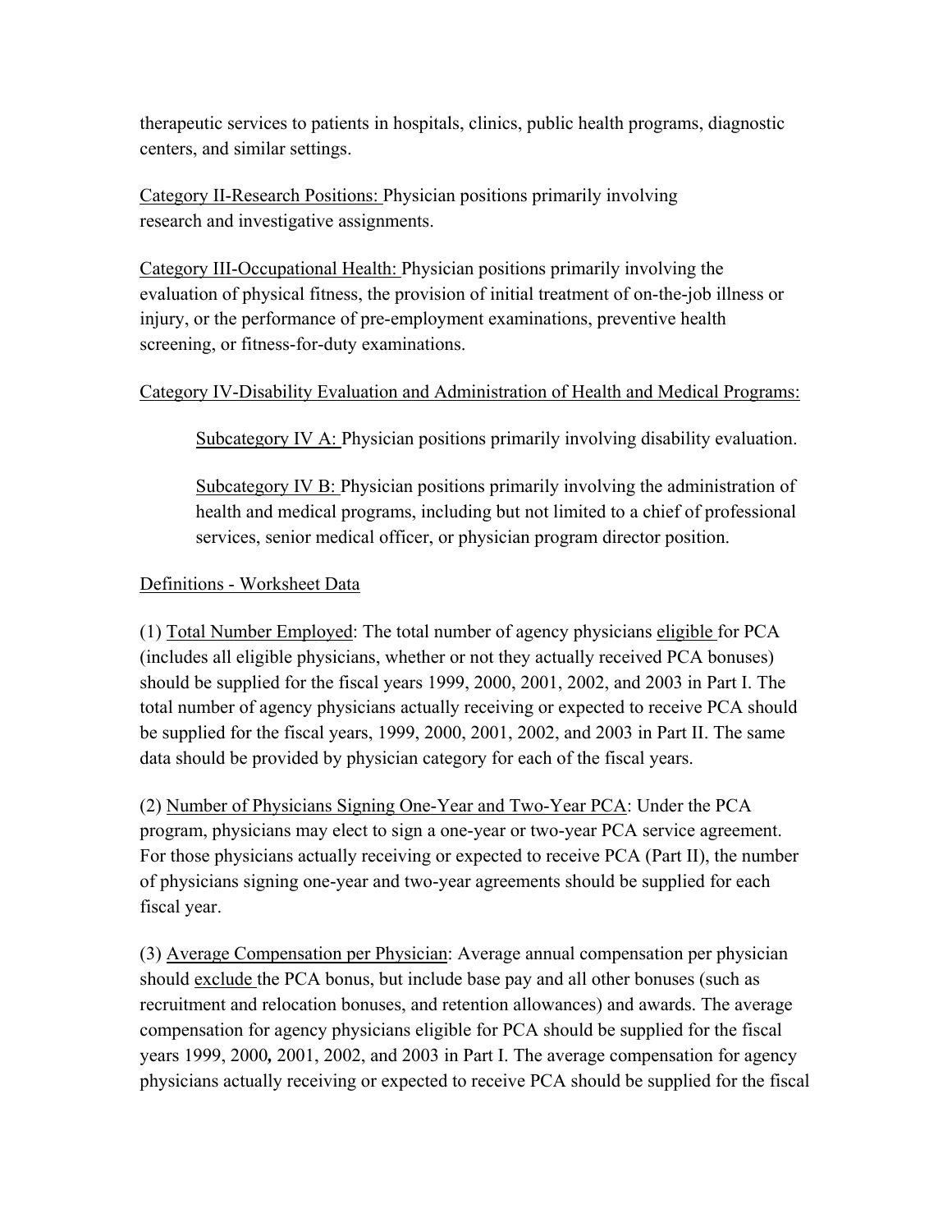therapeutic services to patients in hospitals, clinics, public health programs, diagnostic centers, and similar settings.

<u>Category II-Research Positions:</u> Physician positions primarily involving research and investigative assignments.

<u>Category III-Occupational Health:</u> Physician positions primarily involving the evaluation of physical fitness, the provision of initial treatment of on-the-job illness or injury, or the performance of pre-employment examinations, preventive health screening, or fitness-for-duty examinations.

<u>Category IV-Disability Evaluation and Administration of Health and Medical Programs:</u>

> <u>Subcategory IV A:</u> Physician positions primarily involving disability evaluation.
>
> <u>Subcategory IV B:</u> Physician positions primarily involving the administration of health and medical programs, including but not limited to a chief of professional services, senior medical officer, or physician program director position.

<u>Definitions - Worksheet Data</u>

(1) <u>Total Number Employed</u>: The total number of agency physicians <u>eligible</u> for PCA (includes all eligible physicians, whether or not they actually received PCA bonuses) should be supplied for the fiscal years 1999, 2000, 2001, 2002, and 2003 in Part I. The total number of agency physicians actually receiving or expected to receive PCA should be supplied for the fiscal years, 1999, 2000, 2001, 2002, and 2003 in Part II. The same data should be provided by physician category for each of the fiscal years.

(2) <u>Number of Physicians Signing One-Year and Two-Year PCA</u>: Under the PCA program, physicians may elect to sign a one-year or two-year PCA service agreement. For those physicians actually receiving or expected to receive PCA (Part II), the number of physicians signing one-year and two-year agreements should be supplied for each fiscal year.

(3) <u>Average Compensation per Physician</u>: Average annual compensation per physician should <u>exclude</u> the PCA bonus, but include base pay and all other bonuses (such as recruitment and relocation bonuses, and retention allowances) and awards. The average compensation for agency physicians eligible for PCA should be supplied for the fiscal years 1999, 2000**,** 2001, 2002, and 2003 in Part I. The average compensation for agency physicians actually receiving or expected to receive PCA should be supplied for the fiscal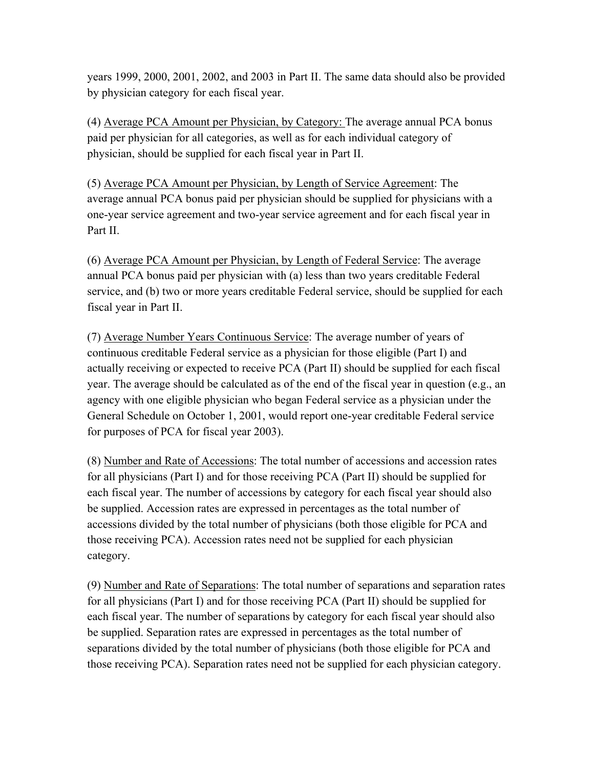years 1999, 2000, 2001, 2002, and 2003 in Part II. The same data should also be provided by physician category for each fiscal year.

(4) <u>Average PCA Amount per Physician, by Category:</u> The average annual PCA bonus paid per physician for all categories, as well as for each individual category of physician, should be supplied for each fiscal year in Part II.

(5) <u>Average PCA Amount per Physician, by Length of Service Agreement</u>: The average annual PCA bonus paid per physician should be supplied for physicians with a one-year service agreement and two-year service agreement and for each fiscal year in Part II.

(6) <u>Average PCA Amount per Physician, by Length of Federal Service</u>: The average annual PCA bonus paid per physician with (a) less than two years creditable Federal service, and (b) two or more years creditable Federal service, should be supplied for each fiscal year in Part II.

(7) <u>Average Number Years Continuous Service</u>: The average number of years of continuous creditable Federal service as a physician for those eligible (Part I) and actually receiving or expected to receive PCA (Part II) should be supplied for each fiscal year. The average should be calculated as of the end of the fiscal year in question (e.g., an agency with one eligible physician who began Federal service as a physician under the General Schedule on October 1, 2001, would report one-year creditable Federal service for purposes of PCA for fiscal year 2003).

(8) <u>Number and Rate of Accessions</u>: The total number of accessions and accession rates for all physicians (Part I) and for those receiving PCA (Part II) should be supplied for each fiscal year. The number of accessions by category for each fiscal year should also be supplied. Accession rates are expressed in percentages as the total number of accessions divided by the total number of physicians (both those eligible for PCA and those receiving PCA). Accession rates need not be supplied for each physician category.

(9) <u>Number and Rate of Separations</u>: The total number of separations and separation rates for all physicians (Part I) and for those receiving PCA (Part II) should be supplied for each fiscal year. The number of separations by category for each fiscal year should also be supplied. Separation rates are expressed in percentages as the total number of separations divided by the total number of physicians (both those eligible for PCA and those receiving PCA). Separation rates need not be supplied for each physician category.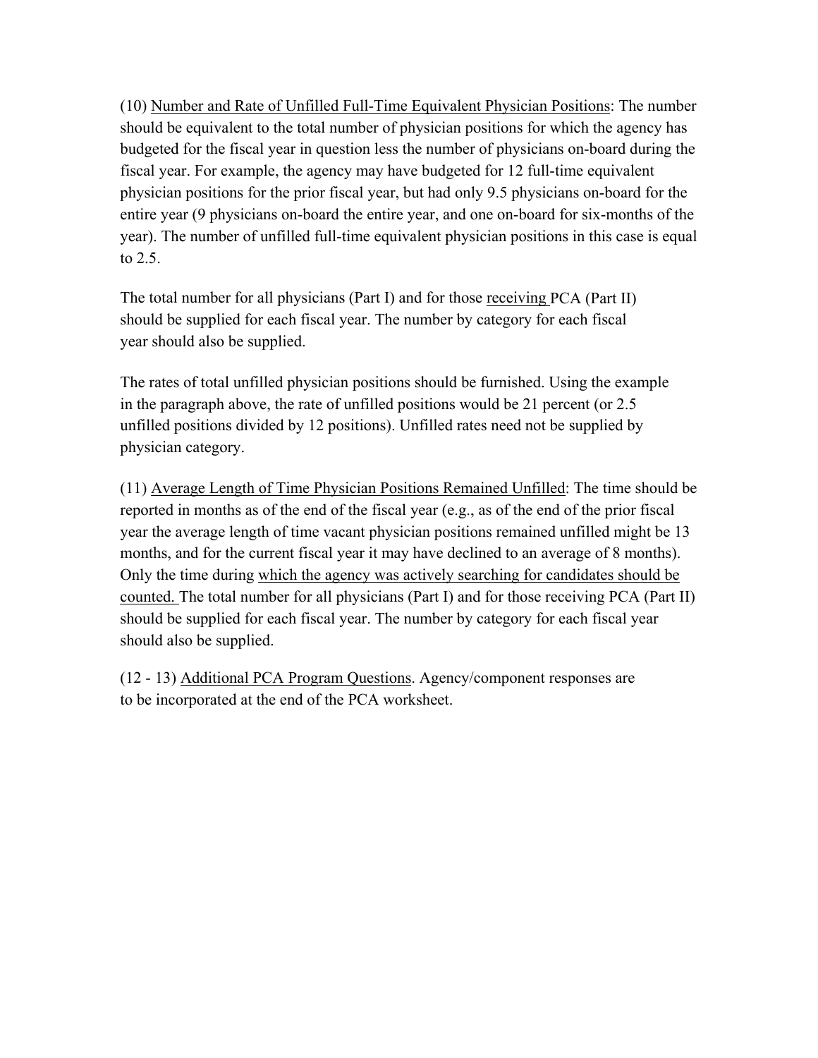(10) <u>Number and Rate of Unfilled Full-Time Equivalent Physician Positions</u>: The number should be equivalent to the total number of physician positions for which the agency has budgeted for the fiscal year in question less the number of physicians on-board during the fiscal year. For example, the agency may have budgeted for 12 full-time equivalent physician positions for the prior fiscal year, but had only 9.5 physicians on-board for the entire year (9 physicians on-board the entire year, and one on-board for six-months of the year). The number of unfilled full-time equivalent physician positions in this case is equal to 2.5.

The total number for all physicians (Part I) and for those <u>receiving</u> PCA (Part II) should be supplied for each fiscal year. The number by category for each fiscal year should also be supplied.

The rates of total unfilled physician positions should be furnished. Using the example in the paragraph above, the rate of unfilled positions would be 21 percent (or 2.5 unfilled positions divided by 12 positions). Unfilled rates need not be supplied by physician category.

(11) <u>Average Length of Time Physician Positions Remained Unfilled</u>: The time should be reported in months as of the end of the fiscal year (e.g., as of the end of the prior fiscal year the average length of time vacant physician positions remained unfilled might be 13 months, and for the current fiscal year it may have declined to an average of 8 months). Only the time during <u>which the agency was actively searching for candidates should be counted.</u> The total number for all physicians (Part I) and for those receiving PCA (Part II) should be supplied for each fiscal year. The number by category for each fiscal year should also be supplied.

(12 - 13) <u>Additional PCA Program Questions</u>. Agency/component responses are to be incorporated at the end of the PCA worksheet.